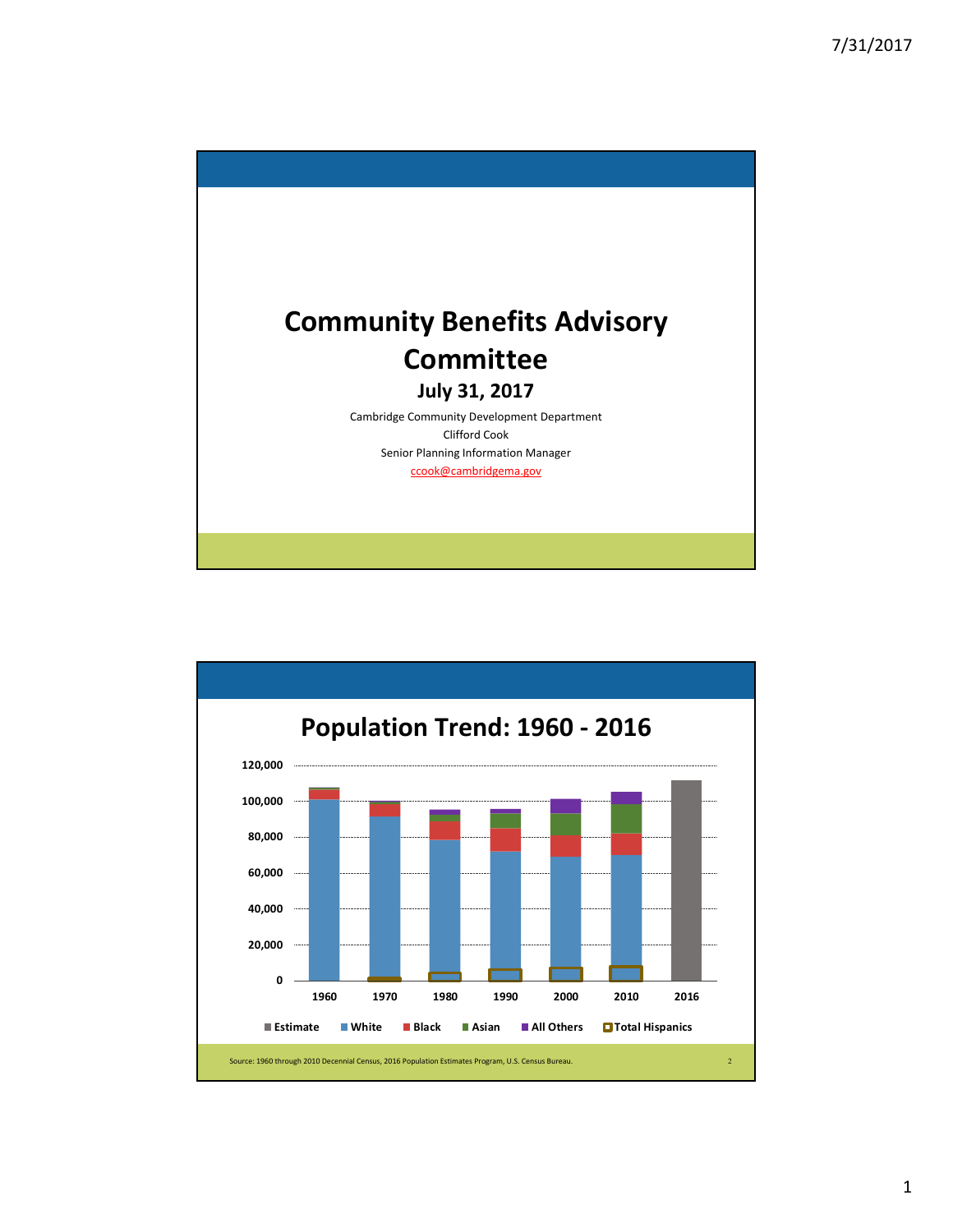# Community Benefits Advisory Committee

### July 31, 2017

Cambridge Community Development Department
Clifford Cook
Senior Planning Information Manager
ccook@cambridgema.gov

## Population Trend: 1960 - 2016

120,000
100,000
80,000
60,000
40,000
20,000
0

1960 1970 1980 1990 2000 2010 2016

Estimate, White, Black, Asian, All Others, Total Hispanics

Source: 1960 through 2010 Decennial Census, 2016 Population Estimates Program, U.S. Census Bureau.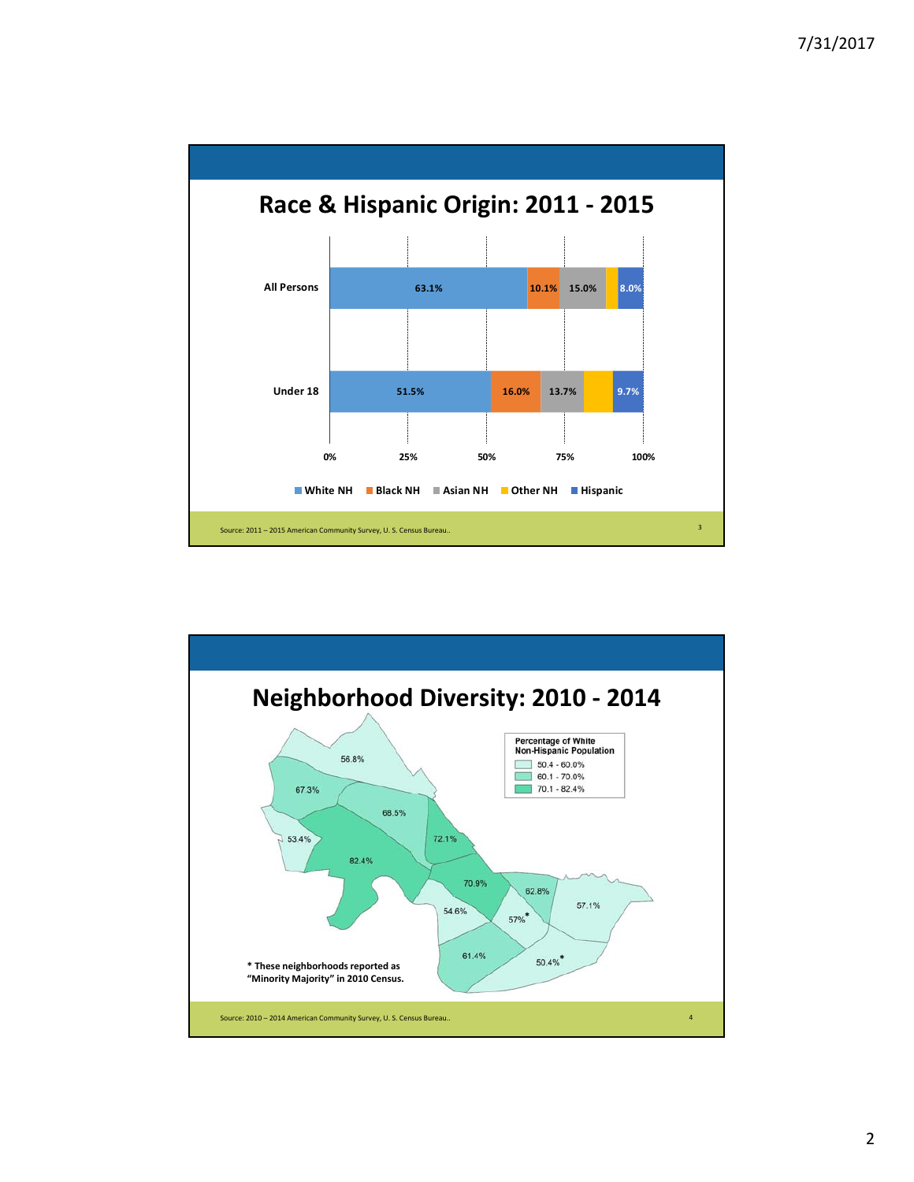# Race & Hispanic Origin: 2011 - 2015

| | White NH | Black NH | Asian NH | Other NH | Hispanic |
|---|---|---|---|---|---|
| All Persons | 63.1% | 10.1% | 15.0% | | 8.0% |
| Under 18 | 51.5% | 16.0% | 13.7% | | 9.7% |

Source: 2011 – 2015 American Community Survey, U. S. Census Bureau..

# Neighborhood Diversity: 2010 - 2014

Percentage of White Non-Hispanic Population
- 50.4 - 60.0%
- 60.1 - 70.0%
- 70.1 - 82.4%

56.8% | 67.3% | 68.5% | 53.4% | 72.1% | 82.4% | 70.9% | 62.8% | 57.1% | 54.6% | 57%* | 61.4% | 50.4%*

\* These neighborhoods reported as "Minority Majority" in 2010 Census.

Source: 2010 – 2014 American Community Survey, U. S. Census Bureau..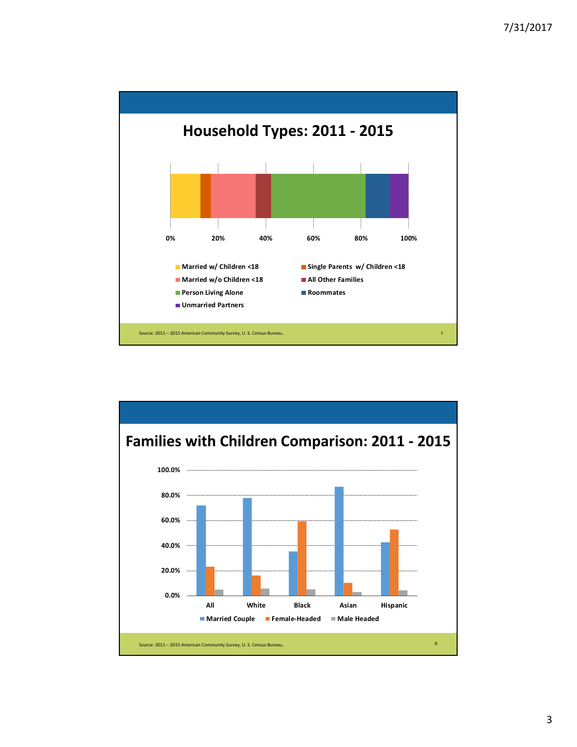## Household Types: 2011 - 2015

0% 20% 40% 60% 80% 100%

- Married w/ Children <18
- Single Parents w/ Children <18
- Married w/o Children <18
- All Other Families
- Person Living Alone
- Roommates
- Unmarried Partners

Source: 2011 – 2015 American Community Survey, U. S. Census Bureau..

## Families with Children Comparison: 2011 - 2015

100.0%
80.0%
60.0%
40.0%
20.0%
0.0%

All, White, Black, Asian, Hispanic

- Married Couple
- Female-Headed
- Male Headed

Source: 2011 – 2015 American Community Survey, U. S. Census Bureau..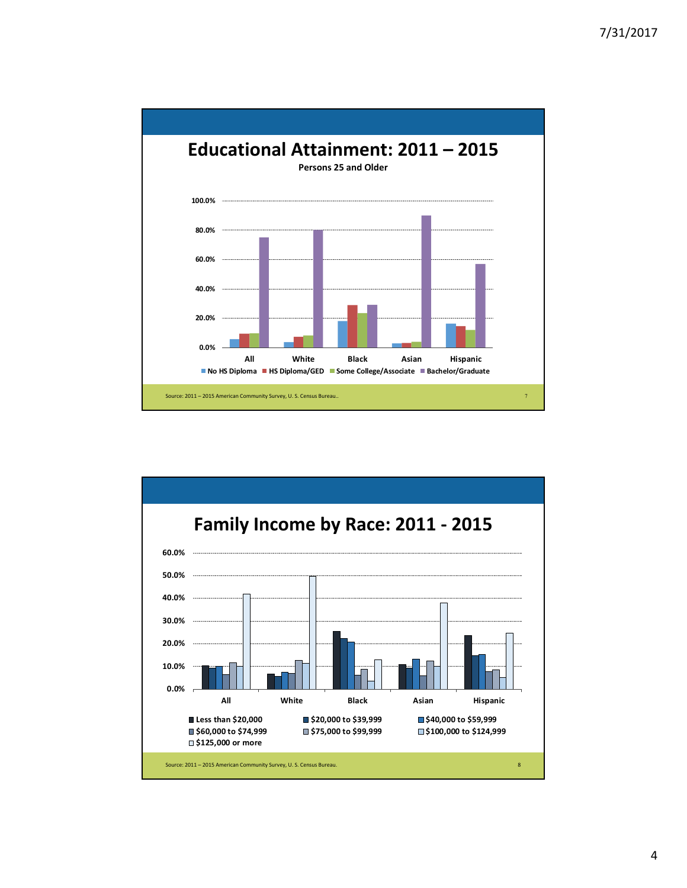## Educational Attainment: 2011 – 2015

**Persons 25 and Older**

100.0%
80.0%
60.0%
40.0%
20.0%
0.0%

All | White | Black | Asian | Hispanic

No HS Diploma | HS Diploma/GED | Some College/Associate | Bachelor/Graduate

Source: 2011 – 2015 American Community Survey, U. S. Census Bureau..

7

## Family Income by Race: 2011 - 2015

60.0%
50.0%
40.0%
30.0%
20.0%
10.0%
0.0%

All | White | Black | Asian | Hispanic

- Less than $20,000
- $20,000 to $39,999
- $40,000 to $59,999
- $60,000 to $74,999
- $75,000 to $99,999
- $100,000 to $124,999
- $125,000 or more

Source: 2011 – 2015 American Community Survey, U. S. Census Bureau.

8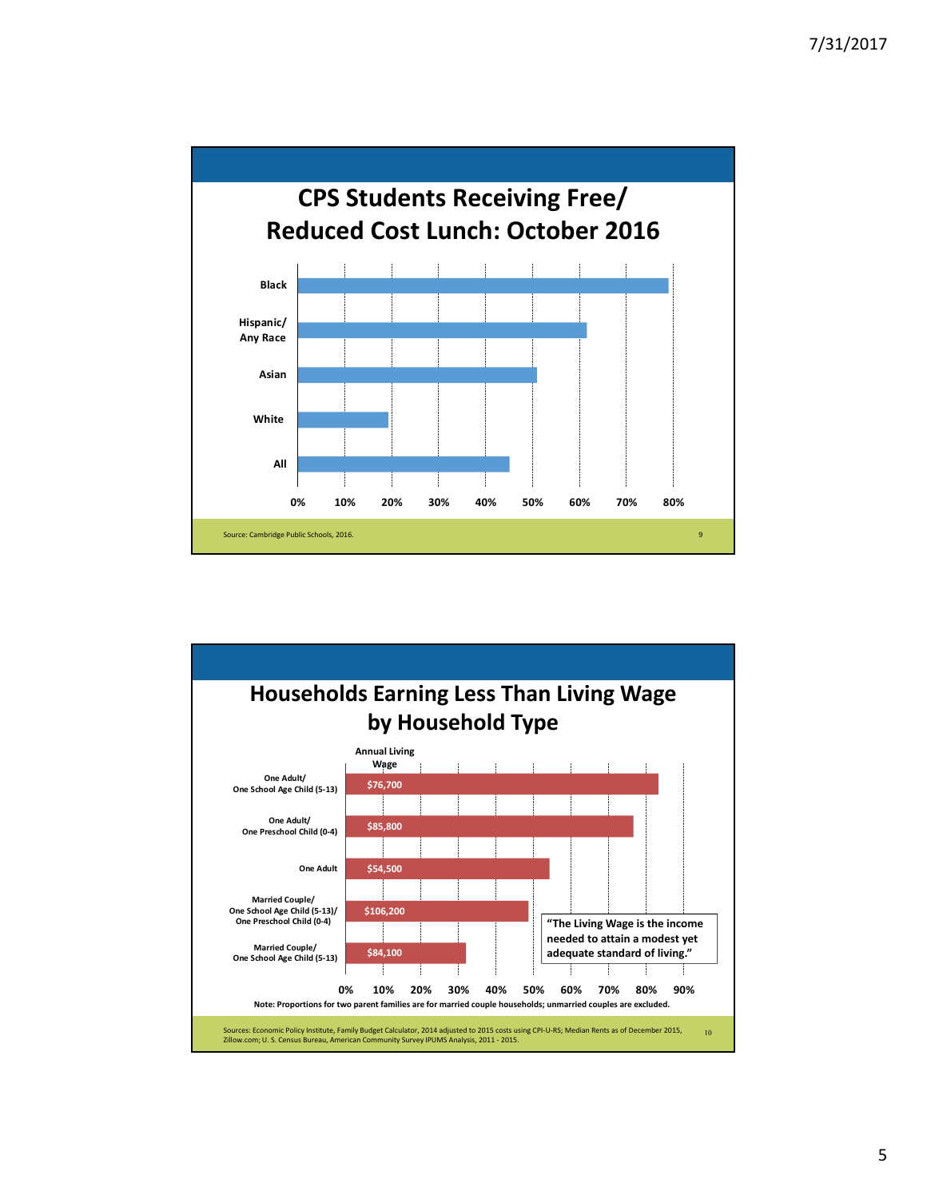## CPS Students Receiving Free/ Reduced Cost Lunch: October 2016

| Group | Percentage (approx.) |
|---|---|
| Black | ~79% |
| Hispanic/ Any Race | ~62% |
| Asian | ~51% |
| White | ~19% |
| All | ~45% |

Source: Cambridge Public Schools, 2016.

## Households Earning Less Than Living Wage by Household Type

| Household Type | Annual Living Wage | Percentage (approx.) |
|---|---|---|
| One Adult/ One School Age Child (5-13) | $76,700 | ~83% |
| One Adult/ One Preschool Child (0-4) | $85,800 | ~77% |
| One Adult | $54,500 | ~54% |
| Married Couple/ One School Age Child (5-13)/ One Preschool Child (0-4) | $106,200 | ~49% |
| Married Couple/ One School Age Child (5-13) | $84,100 | ~32% |

"The Living Wage is the income needed to attain a modest yet adequate standard of living."

Note: Proportions for two parent families are for married couple households; unmarried couples are excluded.

Sources: Economic Policy Institute, Family Budget Calculator, 2014 adjusted to 2015 costs using CPI-U-RS; Median Rents as of December 2015, Zillow.com; U. S. Census Bureau, American Community Survey IPUMS Analysis, 2011 - 2015.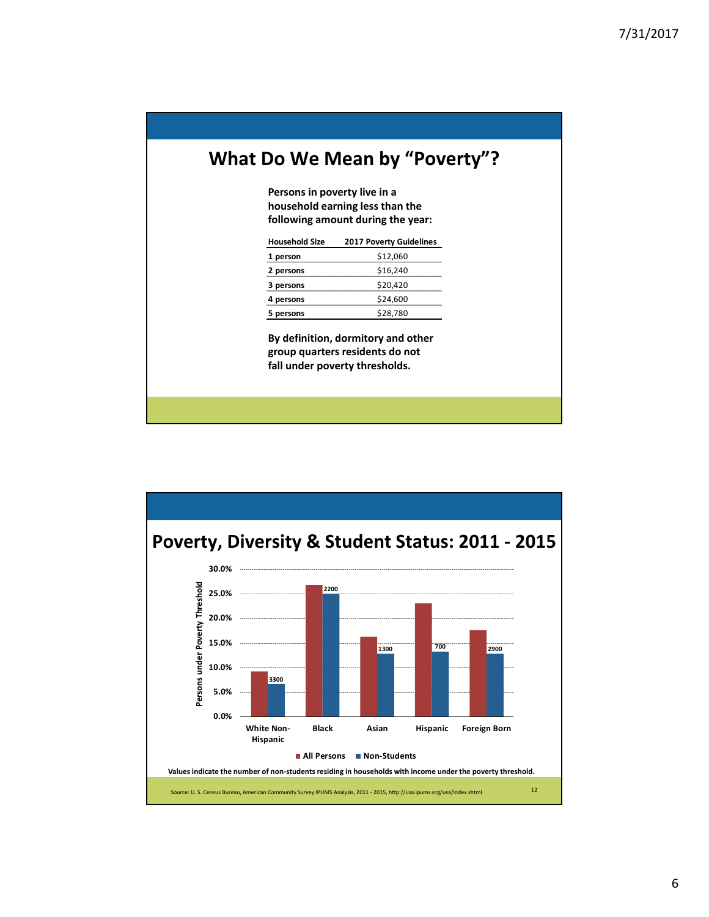## What Do We Mean by “Poverty”?

**Persons in poverty live in a household earning less than the following amount during the year:**

| Household Size | 2017 Poverty Guidelines |
|---|---|
| 1 person | $12,060 |
| 2 persons | $16,240 |
| 3 persons | $20,420 |
| 4 persons | $24,600 |
| 5 persons | $28,780 |

**By definition, dormitory and other group quarters residents do not fall under poverty thresholds.**

## Poverty, Diversity & Student Status: 2011 - 2015

Persons under Poverty Threshold

30.0%
25.0%
20.0%
15.0%
10.0%
5.0%
0.0%

| | White Non-Hispanic | Black | Asian | Hispanic | Foreign Born |
|---|---|---|---|---|---|
| Non-Students (values) | 3300 | 2200 | 1300 | 700 | 2900 |

■ All Persons ■ Non-Students

**Values indicate the number of non-students residing in households with income under the poverty threshold.**

Source: U. S. Census Bureau, American Community Survey IPUMS Analysis, 2011 - 2015, http://usa.ipums.org/usa/index.shtml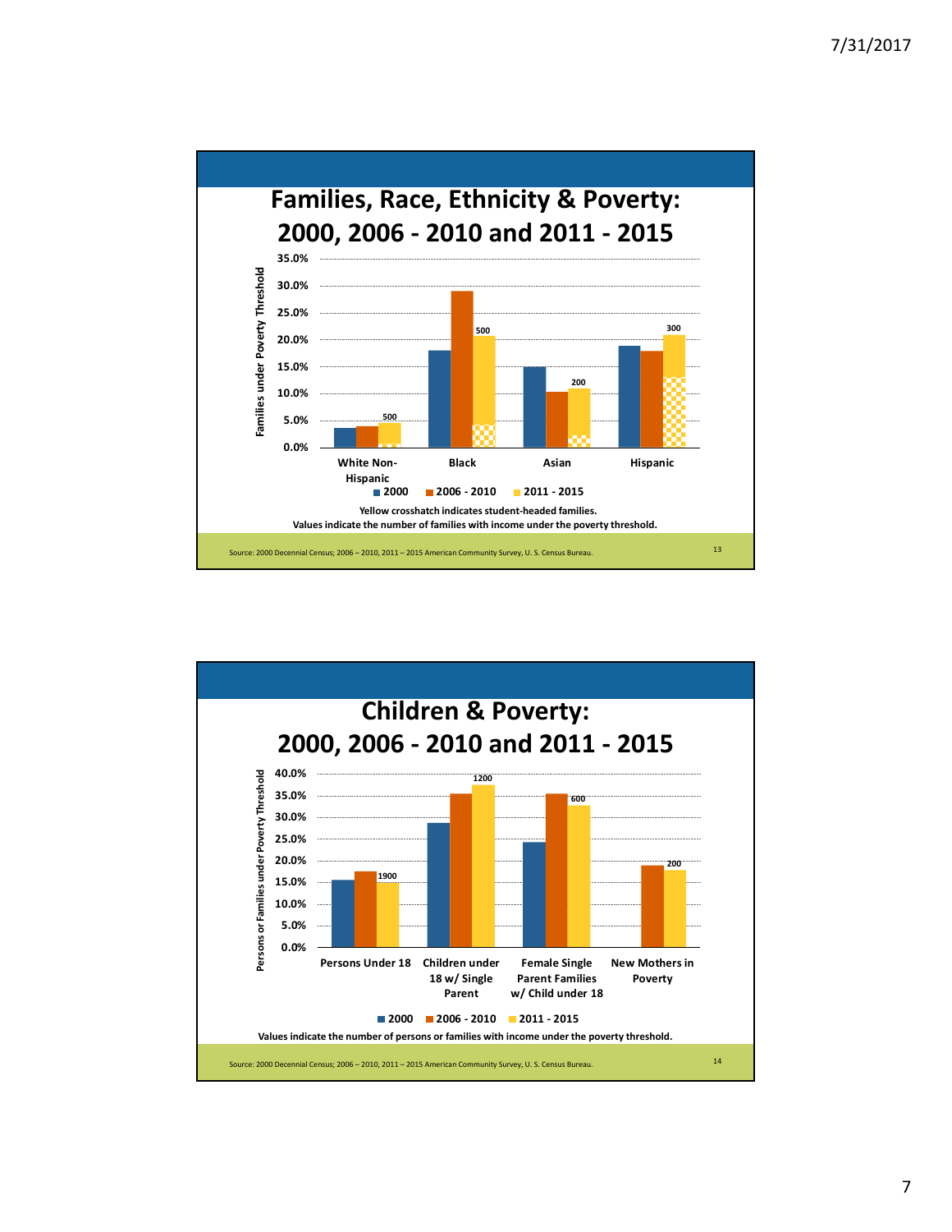## Families, Race, Ethnicity & Poverty: 2000, 2006 - 2010 and 2011 - 2015

Families under Poverty Threshold

35.0%
30.0%
25.0%
20.0%
15.0%
10.0%
5.0%
0.0%

500 | 500 | 200 | 300

White Non-Hispanic | Black | Asian | Hispanic

■ 2000 ■ 2006 - 2010 ■ 2011 - 2015

**Yellow crosshatch indicates student-headed families.**
**Values indicate the number of families with income under the poverty threshold.**

Source: 2000 Decennial Census; 2006 – 2010, 2011 – 2015 American Community Survey, U. S. Census Bureau.

## Children & Poverty: 2000, 2006 - 2010 and 2011 - 2015

Persons or Families under Poverty Threshold

40.0%
35.0%
30.0%
25.0%
20.0%
15.0%
10.0%
5.0%
0.0%

1900 | 1200 | 600 | 200

Persons Under 18 | Children under 18 w/ Single Parent | Female Single Parent Families w/ Child under 18 | New Mothers in Poverty

■ 2000 ■ 2006 - 2010 ■ 2011 - 2015

**Values indicate the number of persons or families with income under the poverty threshold.**

Source: 2000 Decennial Census; 2006 – 2010, 2011 – 2015 American Community Survey, U. S. Census Bureau.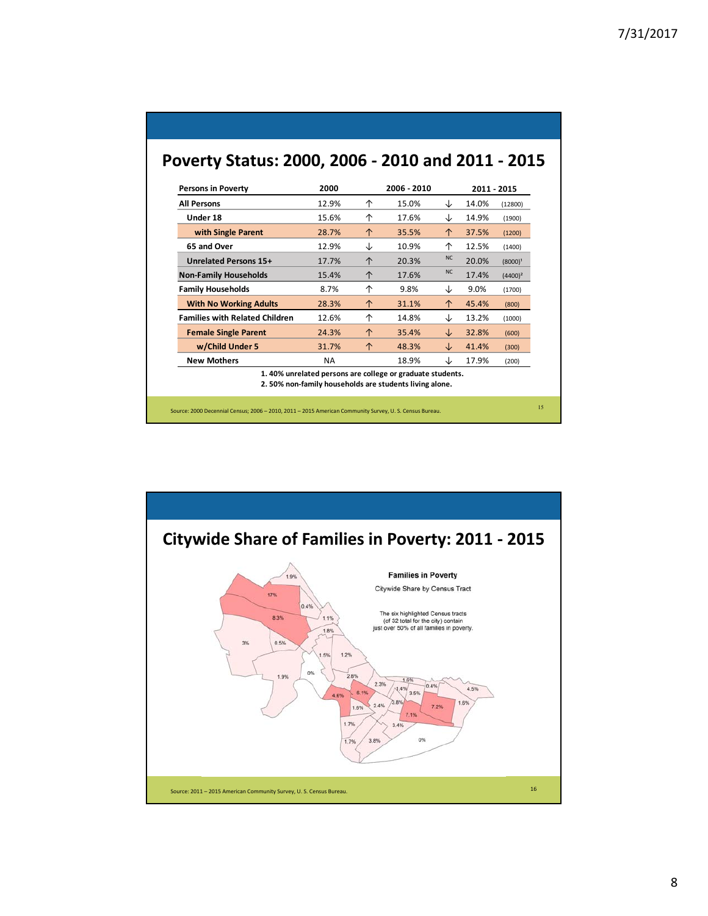## Poverty Status: 2000, 2006 - 2010 and 2011 - 2015

| Persons in Poverty | 2000 | | 2006 - 2010 | | 2011 - 2015 | |
|---|---|---|---|---|---|---|
| **All Persons** | 12.9% | ↑ | 15.0% | ↓ | 14.0% | (12800) |
| **Under 18** | 15.6% | ↑ | 17.6% | ↓ | 14.9% | (1900) |
| **with Single Parent** | 28.7% | ↑ | 35.5% | ↑ | 37.5% | (1200) |
| **65 and Over** | 12.9% | ↓ | 10.9% | ↑ | 12.5% | (1400) |
| **Unrelated Persons 15+** | 17.7% | ↑ | 20.3% | NC | 20.0% | (8000)[1] |
| **Non-Family Households** | 15.4% | ↑ | 17.6% | NC | 17.4% | (4400)[2] |
| **Family Households** | 8.7% | ↑ | 9.8% | ↓ | 9.0% | (1700) |
| **With No Working Adults** | 28.3% | ↑ | 31.1% | ↑ | 45.4% | (800) |
| **Families with Related Children** | 12.6% | ↑ | 14.8% | ↓ | 13.2% | (1000) |
| **Female Single Parent** | 24.3% | ↑ | 35.4% | ↓ | 32.8% | (600) |
| **w/Child Under 5** | 31.7% | ↑ | 48.3% | ↓ | 41.4% | (300) |
| **New Mothers** | NA | | 18.9% | ↓ | 17.9% | (200) |

**1. 40% unrelated persons are college or graduate students.**
**2. 50% non-family households are students living alone.**

Source: 2000 Decennial Census; 2006 – 2010, 2011 – 2015 American Community Survey, U. S. Census Bureau.

## Citywide Share of Families in Poverty: 2011 - 2015

**Families in Poverty**

Citywide Share by Census Tract

The six highlighted Census tracts (of 32 total for the city) contain just over 50% of all families in poverty.

Source: 2011 – 2015 American Community Survey, U. S. Census Bureau.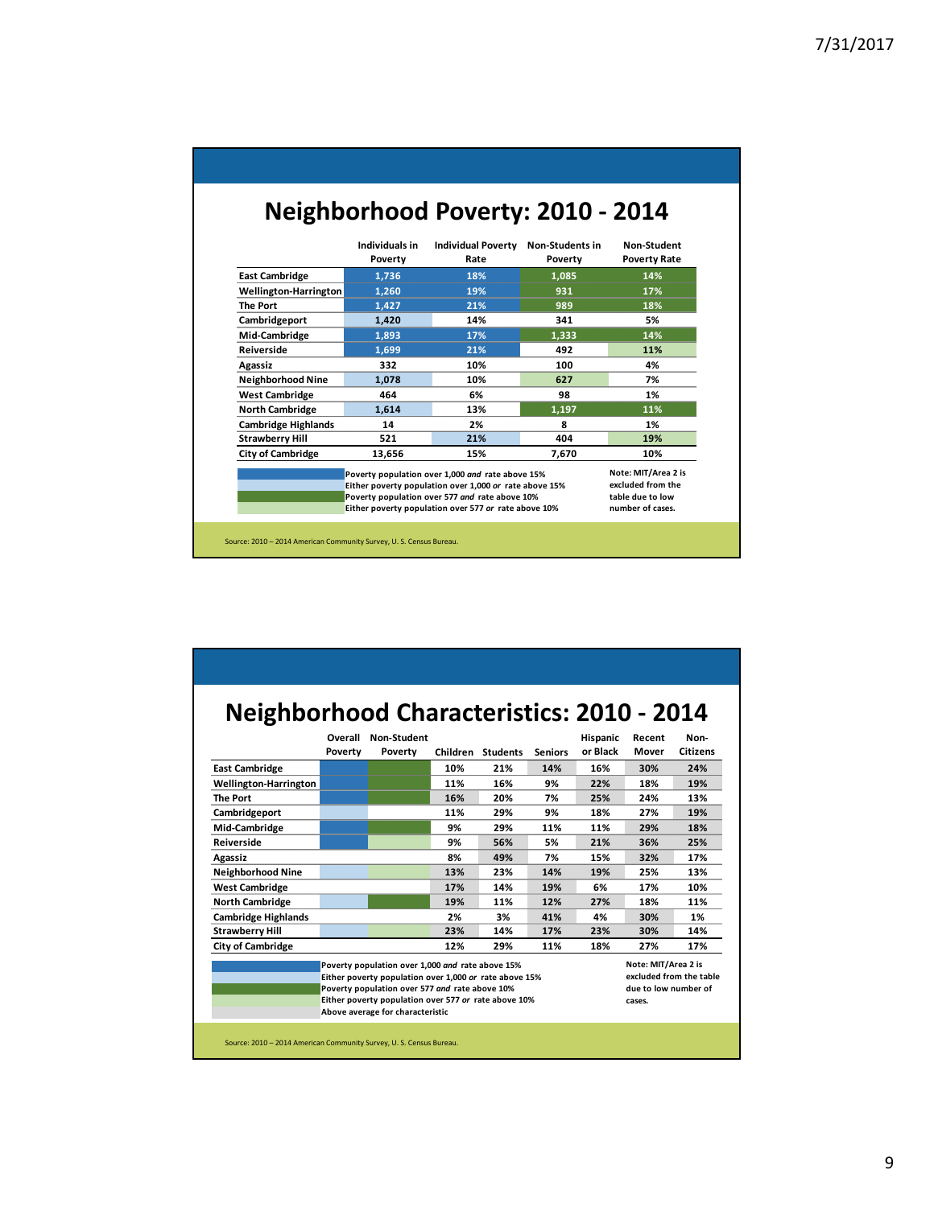# Neighborhood Poverty: 2010 - 2014

| | Individuals in Poverty | Individual Poverty Rate | Non-Students in Poverty | Non-Student Poverty Rate |
|---|---|---|---|---|
| East Cambridge | 1,736 | 18% | 1,085 | 14% |
| Wellington-Harrington | 1,260 | 19% | 931 | 17% |
| The Port | 1,427 | 21% | 989 | 18% |
| Cambridgeport | 1,420 | 14% | 341 | 5% |
| Mid-Cambridge | 1,893 | 17% | 1,333 | 14% |
| Reiverside | 1,699 | 21% | 492 | 11% |
| Agassiz | 332 | 10% | 100 | 4% |
| Neighborhood Nine | 1,078 | 10% | 627 | 7% |
| West Cambridge | 464 | 6% | 98 | 1% |
| North Cambridge | 1,614 | 13% | 1,197 | 11% |
| Cambridge Highlands | 14 | 2% | 8 | 1% |
| Strawberry Hill | 521 | 21% | 404 | 19% |
| City of Cambridge | 13,656 | 15% | 7,670 | 10% |

- Poverty population over 1,000 *and* rate above 15%
- Either poverty population over 1,000 *or* rate above 15%
- Poverty population over 577 *and* rate above 10%
- Either poverty population over 577 *or* rate above 10%

Note: MIT/Area 2 is excluded from the table due to low number of cases.

Source: 2010 – 2014 American Community Survey, U. S. Census Bureau.

# Neighborhood Characteristics: 2010 - 2014

| | Overall Poverty | Non-Student Poverty | Children | Students | Seniors | Hispanic or Black | Recent Mover | Non-Citizens |
|---|---|---|---|---|---|---|---|---|
| East Cambridge | | | 10% | 21% | 14% | 16% | 30% | 24% |
| Wellington-Harrington | | | 11% | 16% | 9% | 22% | 18% | 19% |
| The Port | | | 16% | 20% | 7% | 25% | 24% | 13% |
| Cambridgeport | | | 11% | 29% | 9% | 18% | 27% | 19% |
| Mid-Cambridge | | | 9% | 29% | 11% | 11% | 29% | 18% |
| Reiverside | | | 9% | 56% | 5% | 21% | 36% | 25% |
| Agassiz | | | 8% | 49% | 7% | 15% | 32% | 17% |
| Neighborhood Nine | | | 13% | 23% | 14% | 19% | 25% | 13% |
| West Cambridge | | | 17% | 14% | 19% | 6% | 17% | 10% |
| North Cambridge | | | 19% | 11% | 12% | 27% | 18% | 11% |
| Cambridge Highlands | | | 2% | 3% | 41% | 4% | 30% | 1% |
| Strawberry Hill | | | 23% | 14% | 17% | 23% | 30% | 14% |
| City of Cambridge | | | 12% | 29% | 11% | 18% | 27% | 17% |

- Poverty population over 1,000 *and* rate above 15%
- Either poverty population over 1,000 *or* rate above 15%
- Poverty population over 577 *and* rate above 10%
- Either poverty population over 577 *or* rate above 10%
- Above average for characteristic

Note: MIT/Area 2 is excluded from the table due to low number of cases.

Source: 2010 – 2014 American Community Survey, U. S. Census Bureau.